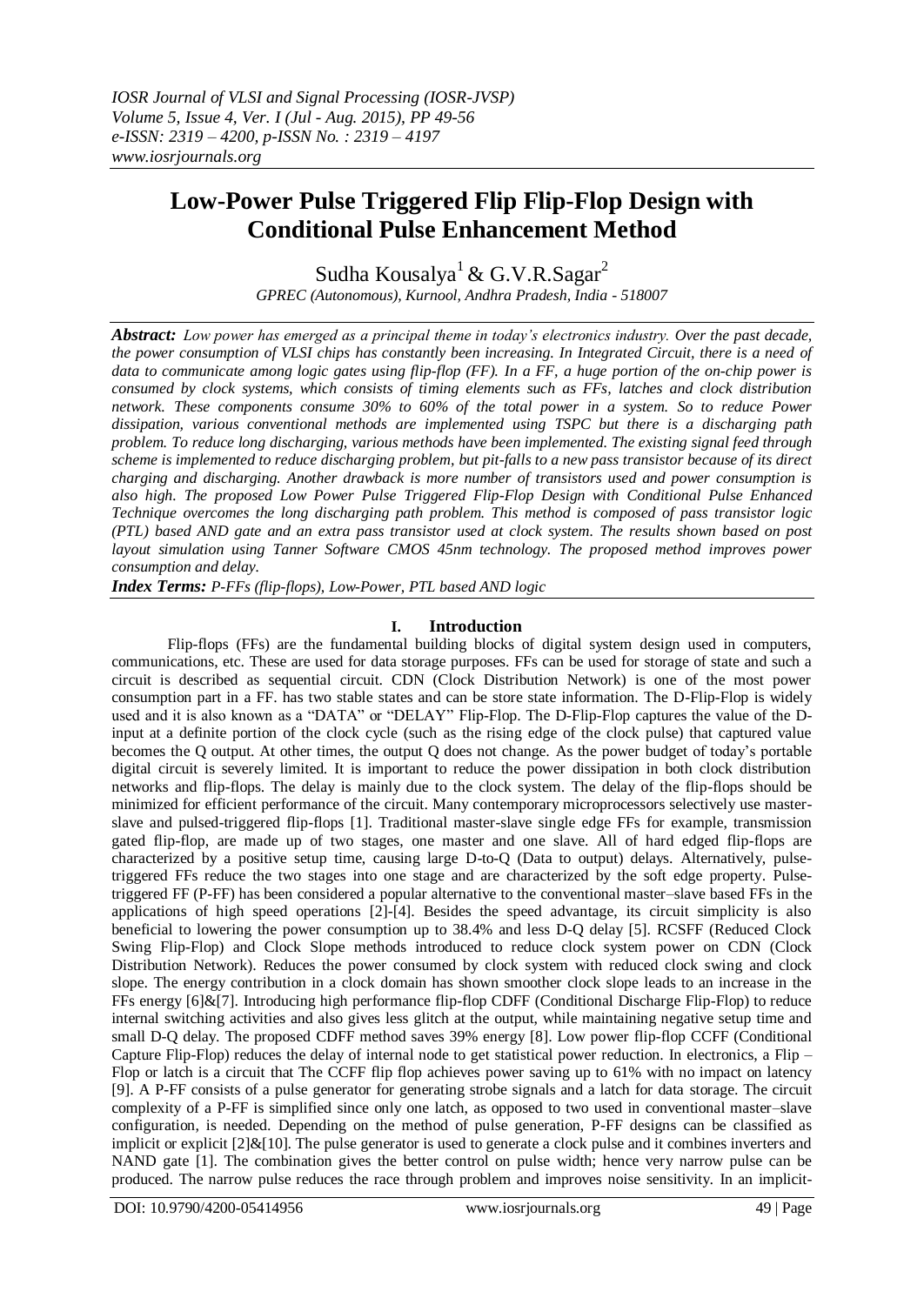# Low-Power Pulse Triggered Flip Flip-Flop Design with Conditional Pulse Enhancement Method

Sudha Kousalya[1] & G.V.R.Sagar[2]

*GPREC (Autonomous), Kurnool, Andhra Pradesh, India - 518007*

***Abstract:*** *Low power has emerged as a principal theme in today's electronics industry. Over the past decade, the power consumption of VLSI chips has constantly been increasing. In Integrated Circuit, there is a need of data to communicate among logic gates using flip-flop (FF). In a FF, a huge portion of the on-chip power is consumed by clock systems, which consists of timing elements such as FFs, latches and clock distribution network. These components consume 30% to 60% of the total power in a system. So to reduce Power dissipation, various conventional methods are implemented using TSPC but there is a discharging path problem. To reduce long discharging, various methods have been implemented. The existing signal feed through scheme is implemented to reduce discharging problem, but pit-falls to a new pass transistor because of its direct charging and discharging. Another drawback is more number of transistors used and power consumption is also high. The proposed Low Power Pulse Triggered Flip-Flop Design with Conditional Pulse Enhanced Technique overcomes the long discharging path problem. This method is composed of pass transistor logic (PTL) based AND gate and an extra pass transistor used at clock system. The results shown based on post layout simulation using Tanner Software CMOS 45nm technology. The proposed method improves power consumption and delay.*

***Index Terms:*** *P-FFs (flip-flops), Low-Power, PTL based AND logic*

## I. Introduction

Flip-flops (FFs) are the fundamental building blocks of digital system design used in computers, communications, etc. These are used for data storage purposes. FFs can be used for storage of state and such a circuit is described as sequential circuit. CDN (Clock Distribution Network) is one of the most power consumption part in a FF. has two stable states and can be store state information. The D-Flip-Flop is widely used and it is also known as a "DATA" or "DELAY" Flip-Flop. The D-Flip-Flop captures the value of the D-input at a definite portion of the clock cycle (such as the rising edge of the clock pulse) that captured value becomes the Q output. At other times, the output Q does not change. As the power budget of today's portable digital circuit is severely limited. It is important to reduce the power dissipation in both clock distribution networks and flip-flops. The delay is mainly due to the clock system. The delay of the flip-flops should be minimized for efficient performance of the circuit. Many contemporary microprocessors selectively use master-slave and pulsed-triggered flip-flops [1]. Traditional master-slave single edge FFs for example, transmission gated flip-flop, are made up of two stages, one master and one slave. All of hard edged flip-flops are characterized by a positive setup time, causing large D-to-Q (Data to output) delays. Alternatively, pulse-triggered FFs reduce the two stages into one stage and are characterized by the soft edge property. Pulse-triggered FF (P-FF) has been considered a popular alternative to the conventional master–slave based FFs in the applications of high speed operations [2]-[4]. Besides the speed advantage, its circuit simplicity is also beneficial to lowering the power consumption up to 38.4% and less D-Q delay [5]. RCSFF (Reduced Clock Swing Flip-Flop) and Clock Slope methods introduced to reduce clock system power on CDN (Clock Distribution Network). Reduces the power consumed by clock system with reduced clock swing and clock slope. The energy contribution in a clock domain has shown smoother clock slope leads to an increase in the FFs energy [6]&[7]. Introducing high performance flip-flop CDFF (Conditional Discharge Flip-Flop) to reduce internal switching activities and also gives less glitch at the output, while maintaining negative setup time and small D-Q delay. The proposed CDFF method saves 39% energy [8]. Low power flip-flop CCFF (Conditional Capture Flip-Flop) reduces the delay of internal node to get statistical power reduction. In electronics, a Flip – Flop or latch is a circuit that The CCFF flip flop achieves power saving up to 61% with no impact on latency [9]. A P-FF consists of a pulse generator for generating strobe signals and a latch for data storage. The circuit complexity of a P-FF is simplified since only one latch, as opposed to two used in conventional master–slave configuration, is needed. Depending on the method of pulse generation, P-FF designs can be classified as implicit or explicit [2]&[10]. The pulse generator is used to generate a clock pulse and it combines inverters and NAND gate [1]. The combination gives the better control on pulse width; hence very narrow pulse can be produced. The narrow pulse reduces the race through problem and improves noise sensitivity. In an implicit-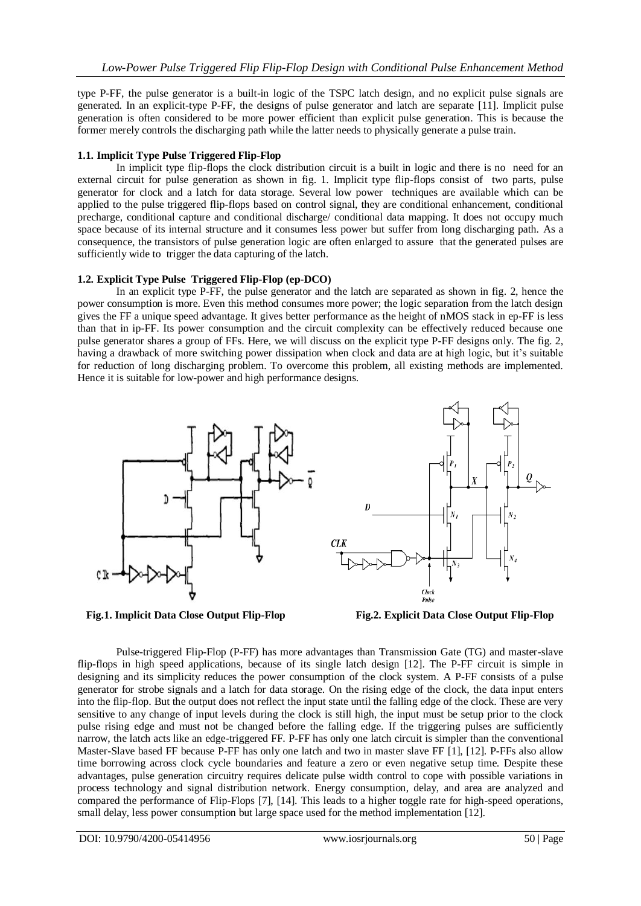type P-FF, the pulse generator is a built-in logic of the TSPC latch design, and no explicit pulse signals are generated. In an explicit-type P-FF, the designs of pulse generator and latch are separate [11]. Implicit pulse generation is often considered to be more power efficient than explicit pulse generation. This is because the former merely controls the discharging path while the latter needs to physically generate a pulse train.

### 1.1. Implicit Type Pulse Triggered Flip-Flop

In implicit type flip-flops the clock distribution circuit is a built in logic and there is no need for an external circuit for pulse generation as shown in fig. 1. Implicit type flip-flops consist of two parts, pulse generator for clock and a latch for data storage. Several low power techniques are available which can be applied to the pulse triggered flip-flops based on control signal, they are conditional enhancement, conditional precharge, conditional capture and conditional discharge/ conditional data mapping. It does not occupy much space because of its internal structure and it consumes less power but suffer from long discharging path. As a consequence, the transistors of pulse generation logic are often enlarged to assure that the generated pulses are sufficiently wide to trigger the data capturing of the latch.

### 1.2. Explicit Type Pulse Triggered Flip-Flop (ep-DCO)

In an explicit type P-FF, the pulse generator and the latch are separated as shown in fig. 2, hence the power consumption is more. Even this method consumes more power; the logic separation from the latch design gives the FF a unique speed advantage. It gives better performance as the height of nMOS stack in ep-FF is less than that in ip-FF. Its power consumption and the circuit complexity can be effectively reduced because one pulse generator shares a group of FFs. Here, we will discuss on the explicit type P-FF designs only. The fig. 2, having a drawback of more switching power dissipation when clock and data are at high logic, but it's suitable for reduction of long discharging problem. To overcome this problem, all existing methods are implemented. Hence it is suitable for low-power and high performance designs.

**Fig.1. Implicit Data Close Output Flip-Flop**

**Fig.2. Explicit Data Close Output Flip-Flop**

Pulse-triggered Flip-Flop (P-FF) has more advantages than Transmission Gate (TG) and master-slave flip-flops in high speed applications, because of its single latch design [12]. The P-FF circuit is simple in designing and its simplicity reduces the power consumption of the clock system. A P-FF consists of a pulse generator for strobe signals and a latch for data storage. On the rising edge of the clock, the data input enters into the flip-flop. But the output does not reflect the input state until the falling edge of the clock. These are very sensitive to any change of input levels during the clock is still high, the input must be setup prior to the clock pulse rising edge and must not be changed before the falling edge. If the triggering pulses are sufficiently narrow, the latch acts like an edge-triggered FF. P-FF has only one latch circuit is simpler than the conventional Master-Slave based FF because P-FF has only one latch and two in master slave FF [1], [12]. P-FFs also allow time borrowing across clock cycle boundaries and feature a zero or even negative setup time. Despite these advantages, pulse generation circuitry requires delicate pulse width control to cope with possible variations in process technology and signal distribution network. Energy consumption, delay, and area are analyzed and compared the performance of Flip-Flops [7], [14]. This leads to a higher toggle rate for high-speed operations, small delay, less power consumption but large space used for the method implementation [12].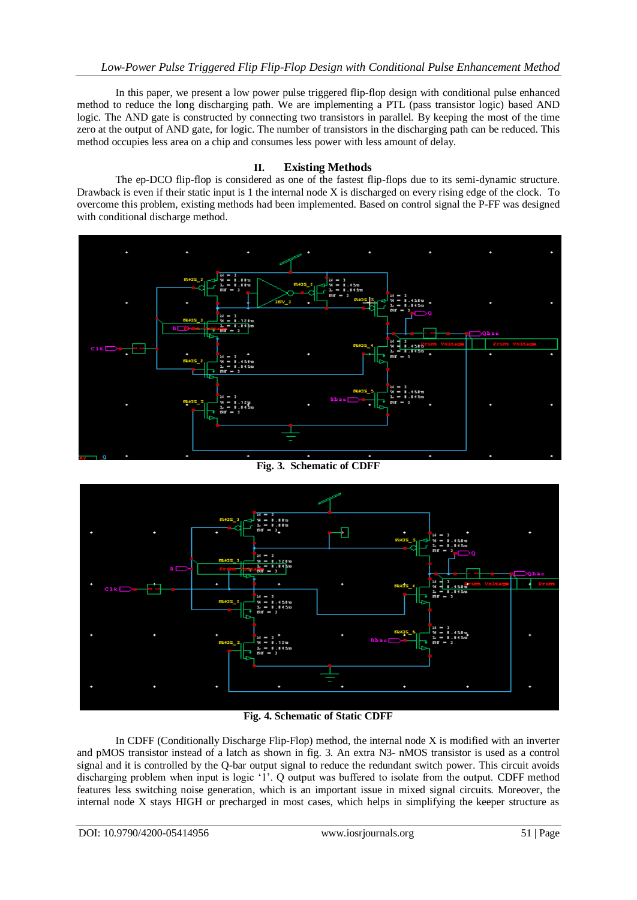In this paper, we present a low power pulse triggered flip-flop design with conditional pulse enhanced method to reduce the long discharging path. We are implementing a PTL (pass transistor logic) based AND logic. The AND gate is constructed by connecting two transistors in parallel. By keeping the most of the time zero at the output of AND gate, for logic. The number of transistors in the discharging path can be reduced. This method occupies less area on a chip and consumes less power with less amount of delay.

## II. Existing Methods

The ep-DCO flip-flop is considered as one of the fastest flip-flops due to its semi-dynamic structure. Drawback is even if their static input is 1 the internal node X is discharged on every rising edge of the clock. To overcome this problem, existing methods had been implemented. Based on control signal the P-FF was designed with conditional discharge method.

**Fig. 3. Schematic of CDFF**

**Fig. 4. Schematic of Static CDFF**

In CDFF (Conditionally Discharge Flip-Flop) method, the internal node X is modified with an inverter and pMOS transistor instead of a latch as shown in fig. 3. An extra N3- nMOS transistor is used as a control signal and it is controlled by the Q-bar output signal to reduce the redundant switch power. This circuit avoids discharging problem when input is logic '1'. Q output was buffered to isolate from the output. CDFF method features less switching noise generation, which is an important issue in mixed signal circuits. Moreover, the internal node X stays HIGH or precharged in most cases, which helps in simplifying the keeper structure as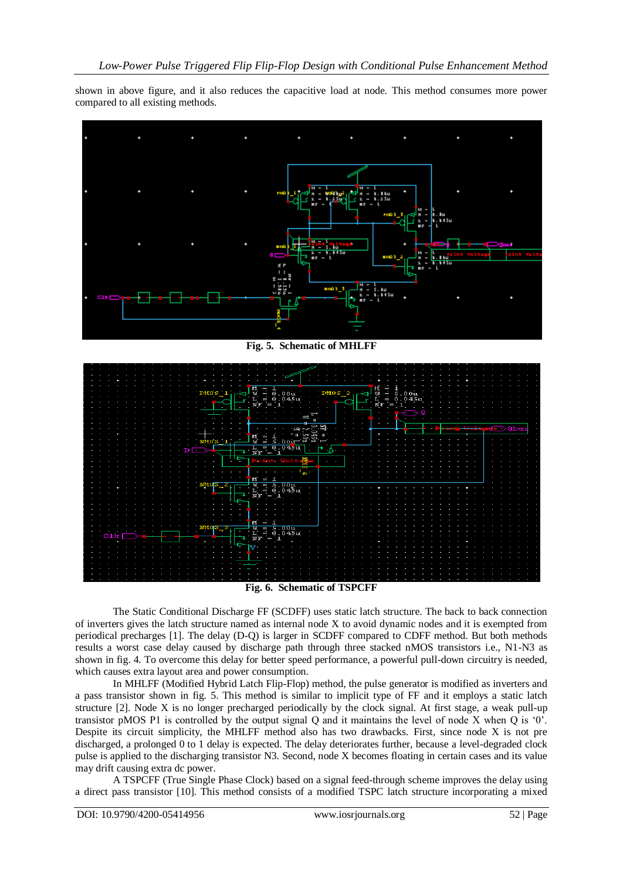shown in above figure, and it also reduces the capacitive load at node. This method consumes more power compared to all existing methods.

**Fig. 5. Schematic of MHLFF**

**Fig. 6. Schematic of TSPCFF**

The Static Conditional Discharge FF (SCDFF) uses static latch structure. The back to back connection of inverters gives the latch structure named as internal node X to avoid dynamic nodes and it is exempted from periodical precharges [1]. The delay (D-Q) is larger in SCDFF compared to CDFF method. But both methods results a worst case delay caused by discharge path through three stacked nMOS transistors i.e., N1-N3 as shown in fig. 4. To overcome this delay for better speed performance, a powerful pull-down circuitry is needed, which causes extra layout area and power consumption.

In MHLFF (Modified Hybrid Latch Flip-Flop) method, the pulse generator is modified as inverters and a pass transistor shown in fig. 5. This method is similar to implicit type of FF and it employs a static latch structure [2]. Node X is no longer precharged periodically by the clock signal. At first stage, a weak pull-up transistor pMOS P1 is controlled by the output signal Q and it maintains the level of node X when Q is '0'. Despite its circuit simplicity, the MHLFF method also has two drawbacks. First, since node X is not pre discharged, a prolonged 0 to 1 delay is expected. The delay deteriorates further, because a level-degraded clock pulse is applied to the discharging transistor N3. Second, node X becomes floating in certain cases and its value may drift causing extra dc power.

A TSPCFF (True Single Phase Clock) based on a signal feed-through scheme improves the delay using a direct pass transistor [10]. This method consists of a modified TSPC latch structure incorporating a mixed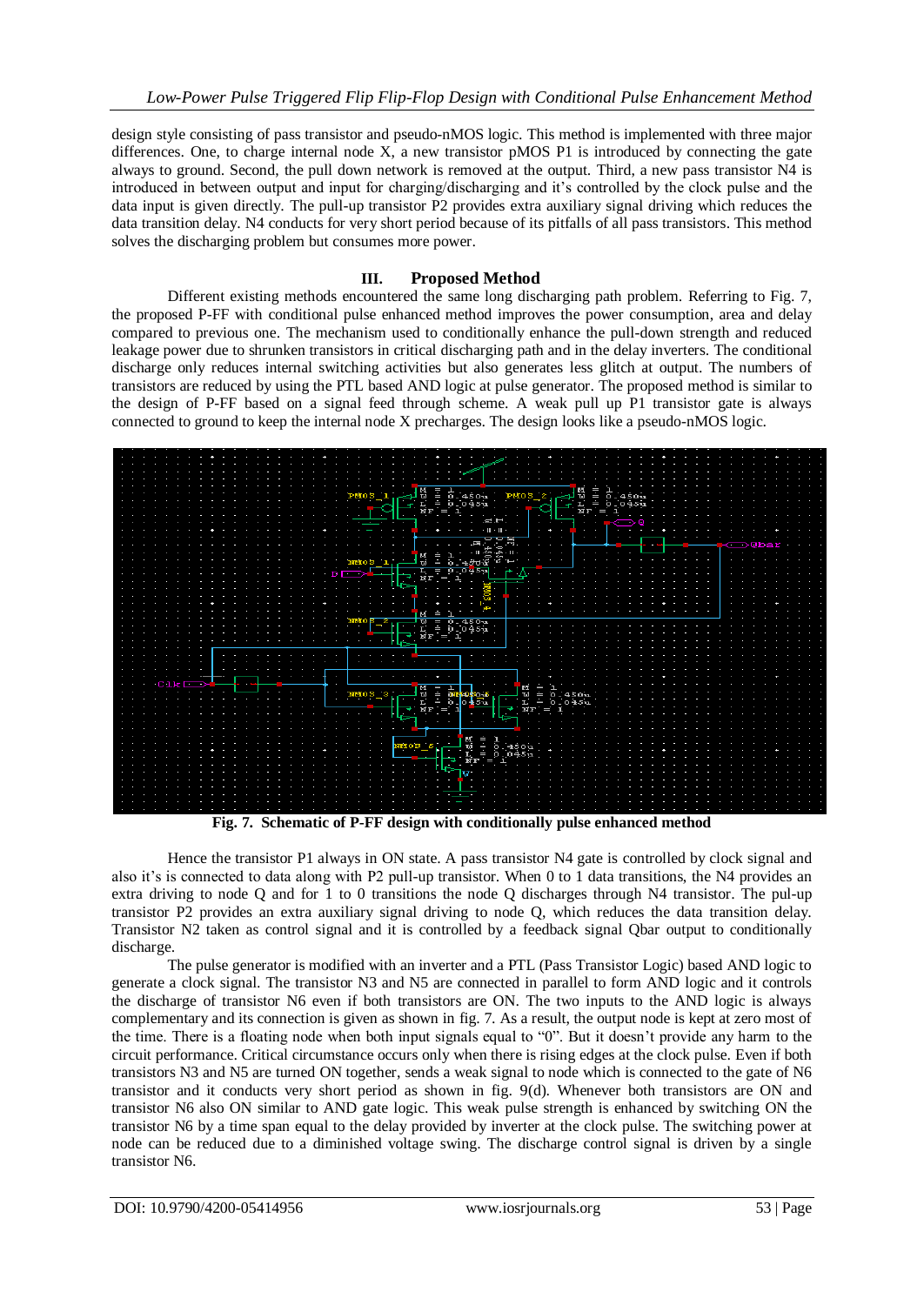design style consisting of pass transistor and pseudo-nMOS logic. This method is implemented with three major differences. One, to charge internal node X, a new transistor pMOS P1 is introduced by connecting the gate always to ground. Second, the pull down network is removed at the output. Third, a new pass transistor N4 is introduced in between output and input for charging/discharging and it's controlled by the clock pulse and the data input is given directly. The pull-up transistor P2 provides extra auxiliary signal driving which reduces the data transition delay. N4 conducts for very short period because of its pitfalls of all pass transistors. This method solves the discharging problem but consumes more power.

## III. Proposed Method

Different existing methods encountered the same long discharging path problem. Referring to Fig. 7, the proposed P-FF with conditional pulse enhanced method improves the power consumption, area and delay compared to previous one. The mechanism used to conditionally enhance the pull-down strength and reduced leakage power due to shrunken transistors in critical discharging path and in the delay inverters. The conditional discharge only reduces internal switching activities but also generates less glitch at output. The numbers of transistors are reduced by using the PTL based AND logic at pulse generator. The proposed method is similar to the design of P-FF based on a signal feed through scheme. A weak pull up P1 transistor gate is always connected to ground to keep the internal node X precharges. The design looks like a pseudo-nMOS logic.

**Fig. 7. Schematic of P-FF design with conditionally pulse enhanced method**

Hence the transistor P1 always in ON state. A pass transistor N4 gate is controlled by clock signal and also it's is connected to data along with P2 pull-up transistor. When 0 to 1 data transitions, the N4 provides an extra driving to node Q and for 1 to 0 transitions the node Q discharges through N4 transistor. The pul-up transistor P2 provides an extra auxiliary signal driving to node Q, which reduces the data transition delay. Transistor N2 taken as control signal and it is controlled by a feedback signal Qbar output to conditionally discharge.

The pulse generator is modified with an inverter and a PTL (Pass Transistor Logic) based AND logic to generate a clock signal. The transistor N3 and N5 are connected in parallel to form AND logic and it controls the discharge of transistor N6 even if both transistors are ON. The two inputs to the AND logic is always complementary and its connection is given as shown in fig. 7. As a result, the output node is kept at zero most of the time. There is a floating node when both input signals equal to "0". But it doesn't provide any harm to the circuit performance. Critical circumstance occurs only when there is rising edges at the clock pulse. Even if both transistors N3 and N5 are turned ON together, sends a weak signal to node which is connected to the gate of N6 transistor and it conducts very short period as shown in fig. 9(d). Whenever both transistors are ON and transistor N6 also ON similar to AND gate logic. This weak pulse strength is enhanced by switching ON the transistor N6 by a time span equal to the delay provided by inverter at the clock pulse. The switching power at node can be reduced due to a diminished voltage swing. The discharge control signal is driven by a single transistor N6.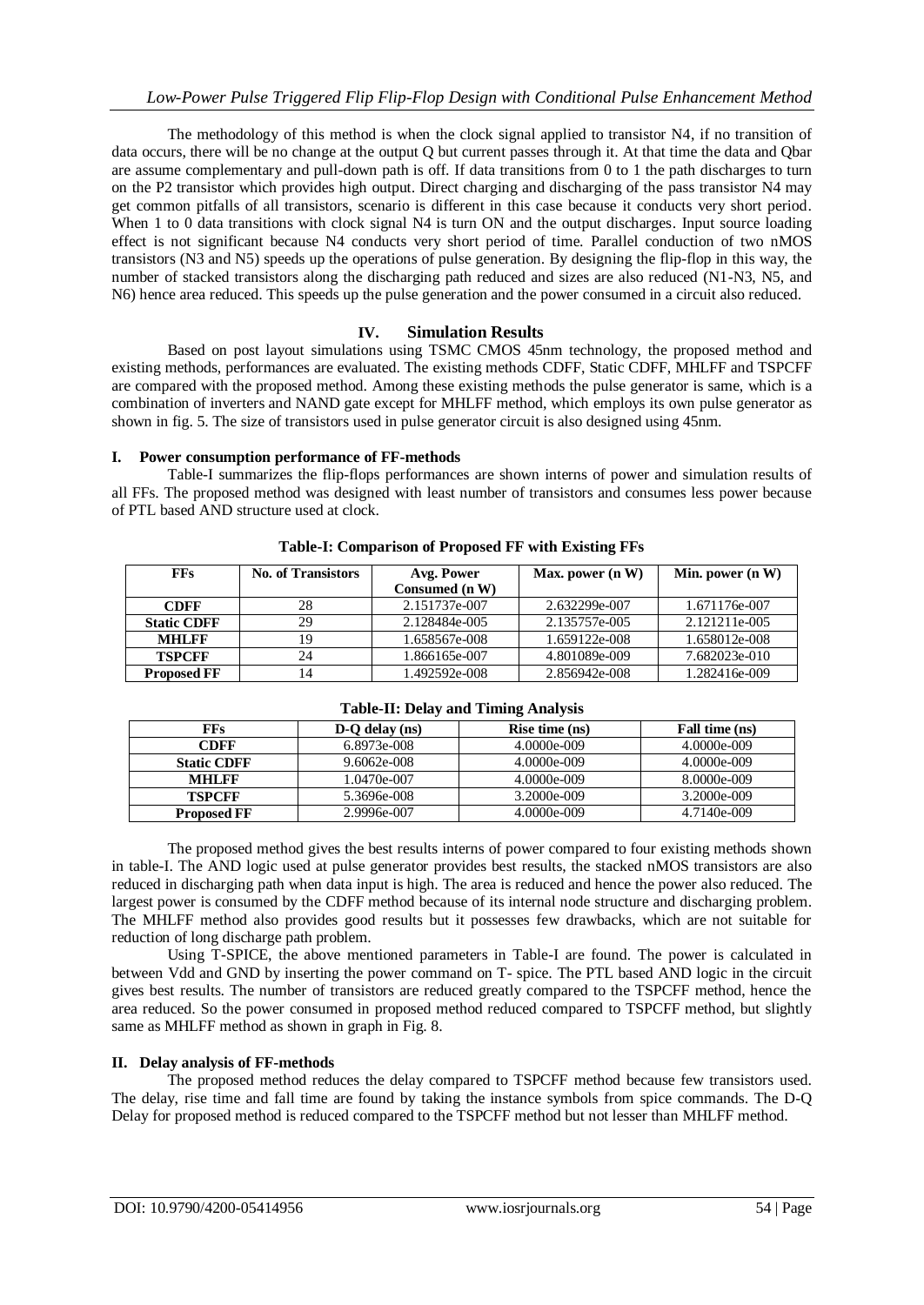The methodology of this method is when the clock signal applied to transistor N4, if no transition of data occurs, there will be no change at the output Q but current passes through it. At that time the data and Qbar are assume complementary and pull-down path is off. If data transitions from 0 to 1 the path discharges to turn on the P2 transistor which provides high output. Direct charging and discharging of the pass transistor N4 may get common pitfalls of all transistors, scenario is different in this case because it conducts very short period. When 1 to 0 data transitions with clock signal N4 is turn ON and the output discharges. Input source loading effect is not significant because N4 conducts very short period of time. Parallel conduction of two nMOS transistors (N3 and N5) speeds up the operations of pulse generation. By designing the flip-flop in this way, the number of stacked transistors along the discharging path reduced and sizes are also reduced (N1-N3, N5, and N6) hence area reduced. This speeds up the pulse generation and the power consumed in a circuit also reduced.

## IV. Simulation Results

Based on post layout simulations using TSMC CMOS 45nm technology, the proposed method and existing methods, performances are evaluated. The existing methods CDFF, Static CDFF, MHLFF and TSPCFF are compared with the proposed method. Among these existing methods the pulse generator is same, which is a combination of inverters and NAND gate except for MHLFF method, which employs its own pulse generator as shown in fig. 5. The size of transistors used in pulse generator circuit is also designed using 45nm.

### I. Power consumption performance of FF-methods

Table-I summarizes the flip-flops performances are shown interns of power and simulation results of all FFs. The proposed method was designed with least number of transistors and consumes less power because of PTL based AND structure used at clock.

**Table-I: Comparison of Proposed FF with Existing FFs**

| FFs | No. of Transistors | Avg. Power Consumed (n W) | Max. power (n W) | Min. power (n W) |
|---|---|---|---|---|
| **CDFF** | 28 | 2.151737e-007 | 2.632299e-007 | 1.671176e-007 |
| **Static CDFF** | 29 | 2.128484e-005 | 2.135757e-005 | 2.121211e-005 |
| **MHLFF** | 19 | 1.658567e-008 | 1.659122e-008 | 1.658012e-008 |
| **TSPCFF** | 24 | 1.866165e-007 | 4.801089e-009 | 7.682023e-010 |
| **Proposed FF** | 14 | 1.492592e-008 | 2.856942e-008 | 1.282416e-009 |

**Table-II: Delay and Timing Analysis**

| FFs | D-Q delay (ns) | Rise time (ns) | Fall time (ns) |
|---|---|---|---|
| **CDFF** | 6.8973e-008 | 4.0000e-009 | 4.0000e-009 |
| **Static CDFF** | 9.6062e-008 | 4.0000e-009 | 4.0000e-009 |
| **MHLFF** | 1.0470e-007 | 4.0000e-009 | 8.0000e-009 |
| **TSPCFF** | 5.3696e-008 | 3.2000e-009 | 3.2000e-009 |
| **Proposed FF** | 2.9996e-007 | 4.0000e-009 | 4.7140e-009 |

The proposed method gives the best results interns of power compared to four existing methods shown in table-I. The AND logic used at pulse generator provides best results, the stacked nMOS transistors are also reduced in discharging path when data input is high. The area is reduced and hence the power also reduced. The largest power is consumed by the CDFF method because of its internal node structure and discharging problem. The MHLFF method also provides good results but it possesses few drawbacks, which are not suitable for reduction of long discharge path problem.

Using T-SPICE, the above mentioned parameters in Table-I are found. The power is calculated in between Vdd and GND by inserting the power command on T- spice. The PTL based AND logic in the circuit gives best results. The number of transistors are reduced greatly compared to the TSPCFF method, hence the area reduced. So the power consumed in proposed method reduced compared to TSPCFF method, but slightly same as MHLFF method as shown in graph in Fig. 8.

### II. Delay analysis of FF-methods

The proposed method reduces the delay compared to TSPCFF method because few transistors used. The delay, rise time and fall time are found by taking the instance symbols from spice commands. The D-Q Delay for proposed method is reduced compared to the TSPCFF method but not lesser than MHLFF method.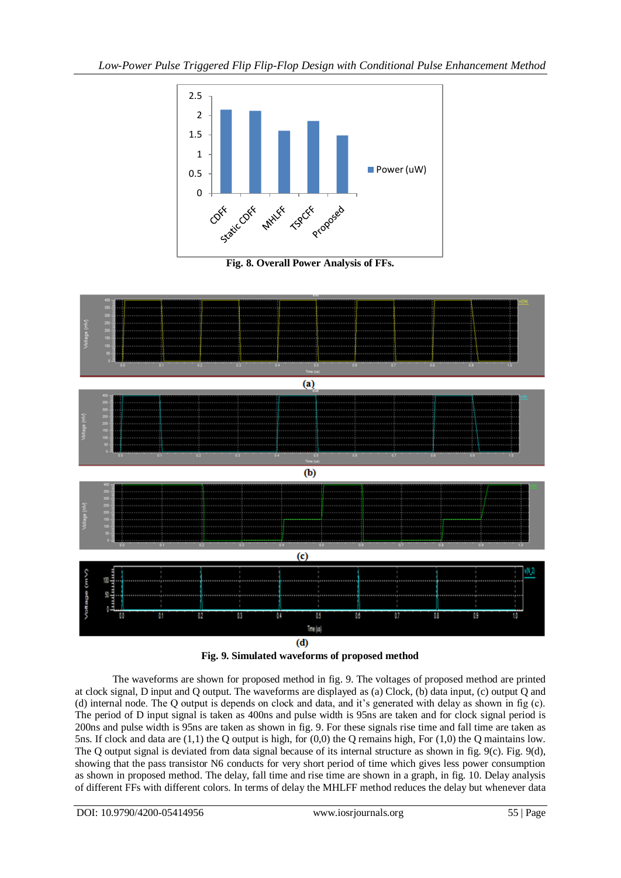Fig. 8. Overall Power Analysis of FFs.

(a)

(b)

(c)

(d)

Fig. 9. Simulated waveforms of proposed method

The waveforms are shown for proposed method in fig. 9. The voltages of proposed method are printed at clock signal, D input and Q output. The waveforms are displayed as (a) Clock, (b) data input, (c) output Q and (d) internal node. The Q output is depends on clock and data, and it's generated with delay as shown in fig (c). The period of D input signal is taken as 400ns and pulse width is 95ns are taken and for clock signal period is 200ns and pulse width is 95ns are taken as shown in fig. 9. For these signals rise time and fall time are taken as 5ns. If clock and data are (1,1) the Q output is high, for (0,0) the Q remains high, For (1,0) the Q maintains low. The Q output signal is deviated from data signal because of its internal structure as shown in fig. 9(c). Fig. 9(d), showing that the pass transistor N6 conducts for very short period of time which gives less power consumption as shown in proposed method. The delay, fall time and rise time are shown in a graph, in fig. 10. Delay analysis of different FFs with different colors. In terms of delay the MHLFF method reduces the delay but whenever data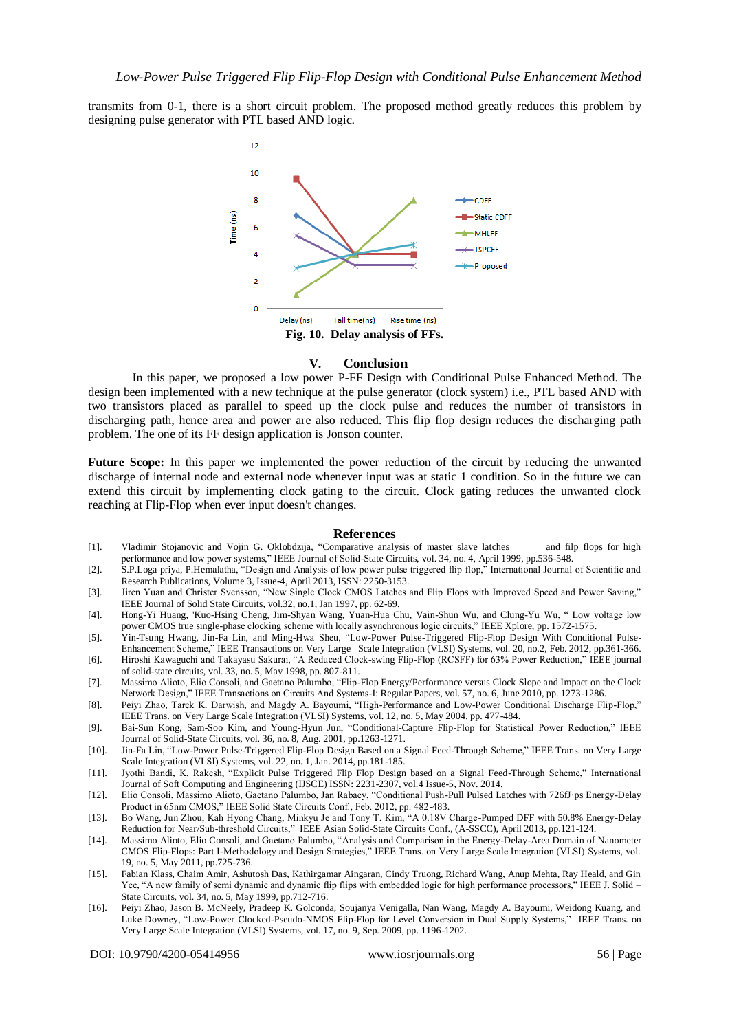transmits from 0-1, there is a short circuit problem. The proposed method greatly reduces this problem by designing pulse generator with PTL based AND logic.

12
10
8
6
4
2
0
Time (ns)
Delay (ns)
Fall time(ns)
Rise time (ns)
CDFF
Static CDFF
MHLFF
TSPCFF
Proposed

**Fig. 10. Delay analysis of FFs.**

## V. Conclusion

In this paper, we proposed a low power P-FF Design with Conditional Pulse Enhanced Method. The design been implemented with a new technique at the pulse generator (clock system) i.e., PTL based AND with two transistors placed as parallel to speed up the clock pulse and reduces the number of transistors in discharging path, hence area and power are also reduced. This flip flop design reduces the discharging path problem. The one of its FF design application is Jonson counter.

**Future Scope:** In this paper we implemented the power reduction of the circuit by reducing the unwanted discharge of internal node and external node whenever input was at static 1 condition. So in the future we can extend this circuit by implementing clock gating to the circuit. Clock gating reduces the unwanted clock reaching at Flip-Flop when ever input doesn't changes.

## References

[1]. Vladimir Stojanovic and Vojin G. Oklobdzija, "Comparative analysis of master slave latches and filp flops for high performance and low power systems," IEEE Journal of Solid-State Circuits, vol. 34, no. 4, April 1999, pp.536-548.

[2]. S.P.Loga priya, P.Hemalatha, "Design and Analysis of low power pulse triggered flip flop," International Journal of Scientific and Research Publications, Volume 3, Issue-4, April 2013, ISSN: 2250-3153.

[3]. Jiren Yuan and Christer Svensson, "New Single Clock CMOS Latches and Flip Flops with Improved Speed and Power Saving," IEEE Journal of Solid State Circuits, vol.32, no.1, Jan 1997, pp. 62-69.

[4]. Hong-Yi Huang, 'Kuo-Hsing Cheng, Jim-Shyan Wang, Yuan-Hua Chu, Vain-Shun Wu, and Clung-Yu Wu, " Low voltage low power CMOS true single-phase clocking scheme with locally asynchronous logic circuits," IEEE Xplore, pp. 1572-1575.

[5]. Yin-Tsung Hwang, Jin-Fa Lin, and Ming-Hwa Sheu, "Low-Power Pulse-Triggered Flip-Flop Design With Conditional Pulse-Enhancement Scheme," IEEE Transactions on Very Large Scale Integration (VLSI) Systems, vol. 20, no.2, Feb. 2012, pp.361-366.

[6]. Hiroshi Kawaguchi and Takayasu Sakurai, "A Reduced Clock-swing Flip-Flop (RCSFF) for 63% Power Reduction," IEEE journal of solid-state circuits, vol. 33, no. 5, May 1998, pp. 807-811.

[7]. Massimo Alioto, Elio Consoli, and Gaetano Palumbo, "Flip-Flop Energy/Performance versus Clock Slope and Impact on the Clock Network Design," IEEE Transactions on Circuits And Systems-I: Regular Papers, vol. 57, no. 6, June 2010, pp. 1273-1286.

[8]. Peiyi Zhao, Tarek K. Darwish, and Magdy A. Bayoumi, "High-Performance and Low-Power Conditional Discharge Flip-Flop," IEEE Trans. on Very Large Scale Integration (VLSI) Systems, vol. 12, no. 5, May 2004, pp. 477-484.

[9]. Bai-Sun Kong, Sam-Soo Kim, and Young-Hyun Jun, "Conditional-Capture Flip-Flop for Statistical Power Reduction," IEEE Journal of Solid-State Circuits, vol. 36, no. 8, Aug. 2001, pp.1263-1271.

[10]. Jin-Fa Lin, "Low-Power Pulse-Triggered Flip-Flop Design Based on a Signal Feed-Through Scheme," IEEE Trans. on Very Large Scale Integration (VLSI) Systems, vol. 22, no. 1, Jan. 2014, pp.181-185.

[11]. Jyothi Bandi, K. Rakesh, "Explicit Pulse Triggered Flip Flop Design based on a Signal Feed-Through Scheme," International Journal of Soft Computing and Engineering (IJSCE) ISSN: 2231-2307, vol.4 Issue-5, Nov. 2014.

[12]. Elio Consoli, Massimo Alioto, Gaetano Palumbo, Jan Rabaey, "Conditional Push-Pull Pulsed Latches with 726fJ·ps Energy-Delay Product in 65nm CMOS," IEEE Solid State Circuits Conf., Feb. 2012, pp. 482-483.

[13]. Bo Wang, Jun Zhou, Kah Hyong Chang, Minkyu Je and Tony T. Kim, "A 0.18V Charge-Pumped DFF with 50.8% Energy-Delay Reduction for Near/Sub-threshold Circuits," IEEE Asian Solid-State Circuits Conf., (A-SSCC), April 2013, pp.121-124.

[14]. Massimo Alioto, Elio Consoli, and Gaetano Palumbo, "Analysis and Comparison in the Energy-Delay-Area Domain of Nanometer CMOS Flip-Flops: Part I-Methodology and Design Strategies," IEEE Trans. on Very Large Scale Integration (VLSI) Systems, vol. 19, no. 5, May 2011, pp.725-736.

[15]. Fabian Klass, Chaim Amir, Ashutosh Das, Kathirgamar Aingaran, Cindy Truong, Richard Wang, Anup Mehta, Ray Heald, and Gin Yee, "A new family of semi dynamic and dynamic flip flips with embedded logic for high performance processors," IEEE J. Solid – State Circuits, vol. 34, no. 5, May 1999, pp.712-716.

[16]. Peiyi Zhao, Jason B. McNeely, Pradeep K. Golconda, Soujanya Venigalla, Nan Wang, Magdy A. Bayoumi, Weidong Kuang, and Luke Downey, "Low-Power Clocked-Pseudo-NMOS Flip-Flop for Level Conversion in Dual Supply Systems," IEEE Trans. on Very Large Scale Integration (VLSI) Systems, vol. 17, no. 9, Sep. 2009, pp. 1196-1202.